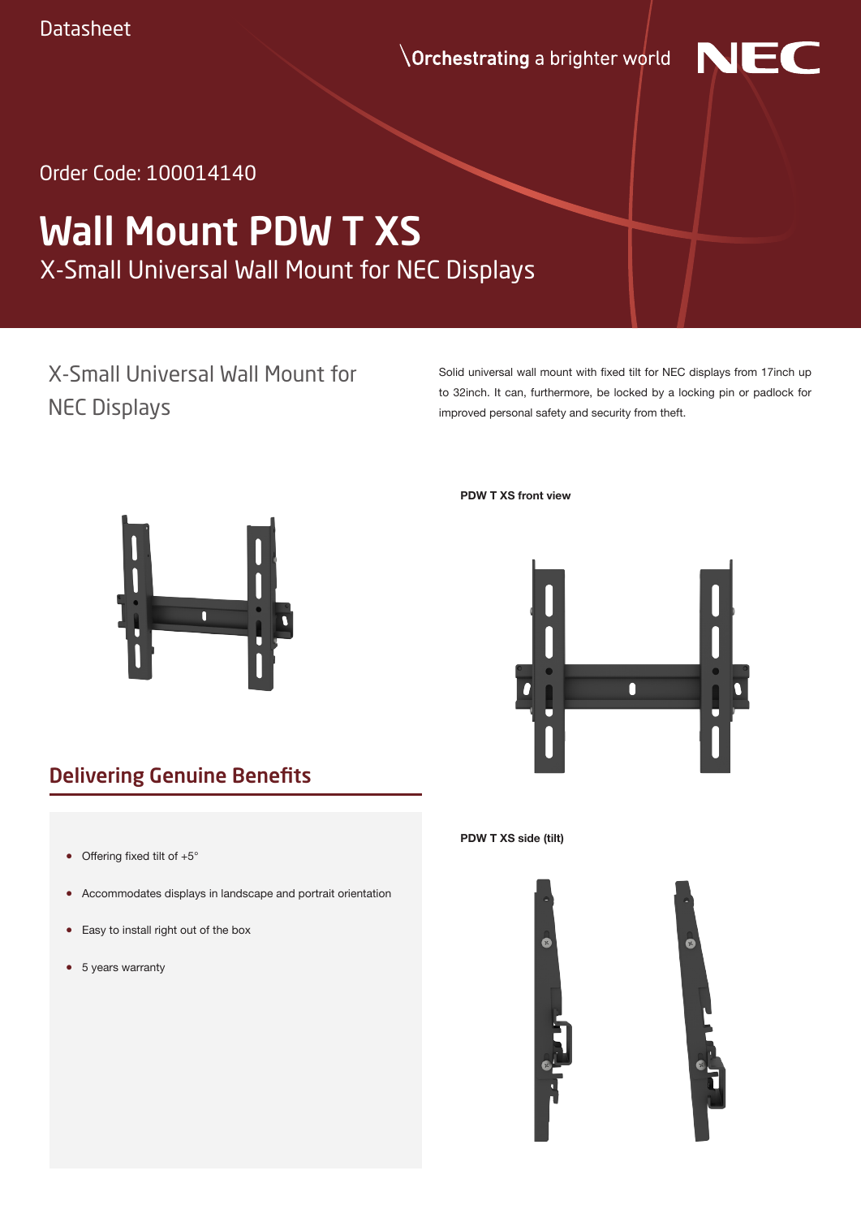Datasheet

\Orchestrating a brighter world

Order Code: 100014140

# Wall Mount PDW T XS

X-Small Universal Wall Mount for NEC Displays

## X-Small Universal Wall Mount for NEC Displays

Solid universal wall mount with fixed tilt for NEC displays from 17inch up to 32inch. It can, furthermore, be locked by a locking pin or padlock for improved personal safety and security from theft.

**PDW T XS front view**

## Delivering Genuine Benefits

- Offering fixed tilt of +5°
- Accommodates displays in landscape and portrait orientation
- Easy to install right out of the box
- 5 years warranty

**PDW T XS side (tilt)**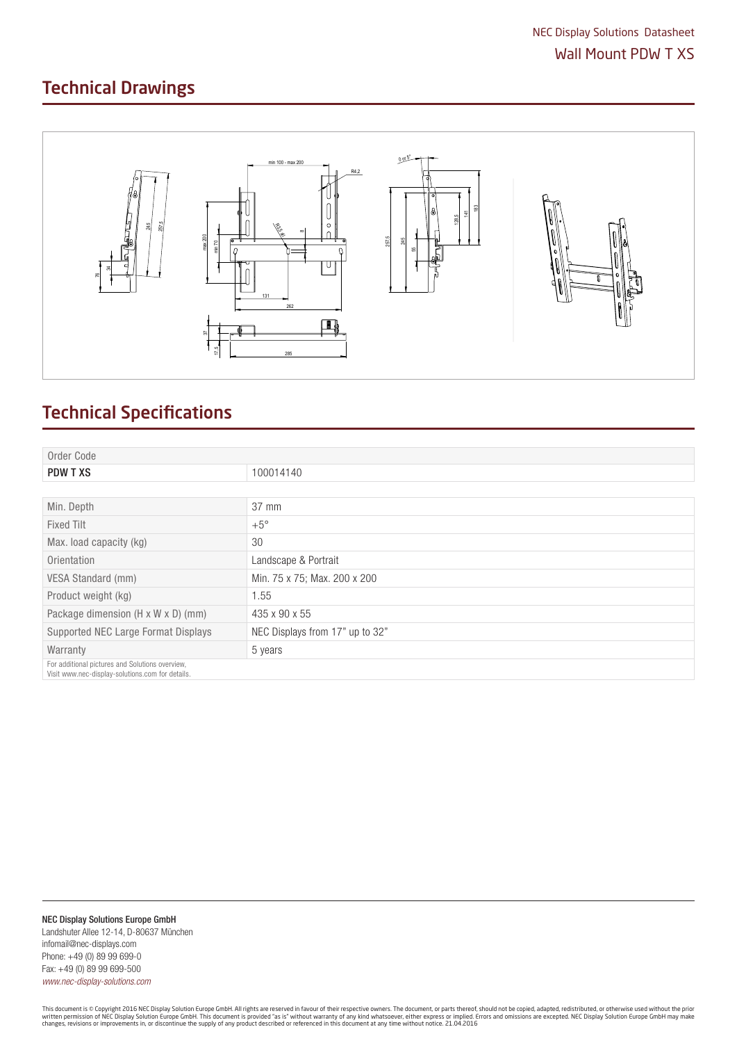## Technical Drawings

min 100 - max 200

R4.2

0 or 5°

245

257.5

76

34

max 200

min 70

131

262

37

17.5

285

257.5

245

55

128.5

141

183

## Technical Specifications

| Order Code | |
|---|---|
| **PDW T XS** | 100014140 |

| | |
|---|---|
| Min. Depth | 37 mm |
| Fixed Tilt | +5° |
| Max. load capacity (kg) | 30 |
| Orientation | Landscape & Portrait |
| VESA Standard (mm) | Min. 75 x 75; Max. 200 x 200 |
| Product weight (kg) | 1.55 |
| Package dimension (H x W x D) (mm) | 435 x 90 x 55 |
| Supported NEC Large Format Displays | NEC Displays from 17" up to 32" |
| Warranty | 5 years |

For additional pictures and Solutions overview,
Visit www.nec-display-solutions.com for details.

**NEC Display Solutions Europe GmbH**
Landshuter Allee 12-14, D-80637 München
infomail@nec-displays.com
Phone: +49 (0) 89 99 699-0
Fax: +49 (0) 89 99 699-500
*www.nec-display-solutions.com*

This document is © Copyright 2016 NEC Display Solution Europe GmbH. All rights are reserved in favour of their respective owners. The document, or parts thereof, should not be copied, adapted, redistributed, or otherwise used without the prior written permission of NEC Display Solution Europe GmbH. This document is provided "as is" without warranty of any kind whatsoever, either express or implied. Errors and omissions are excepted. NEC Display Solution Europe GmbH may make changes, revisions or improvements in, or discontinue the supply of any product described or referenced in this document at any time without notice. 21.04.2016